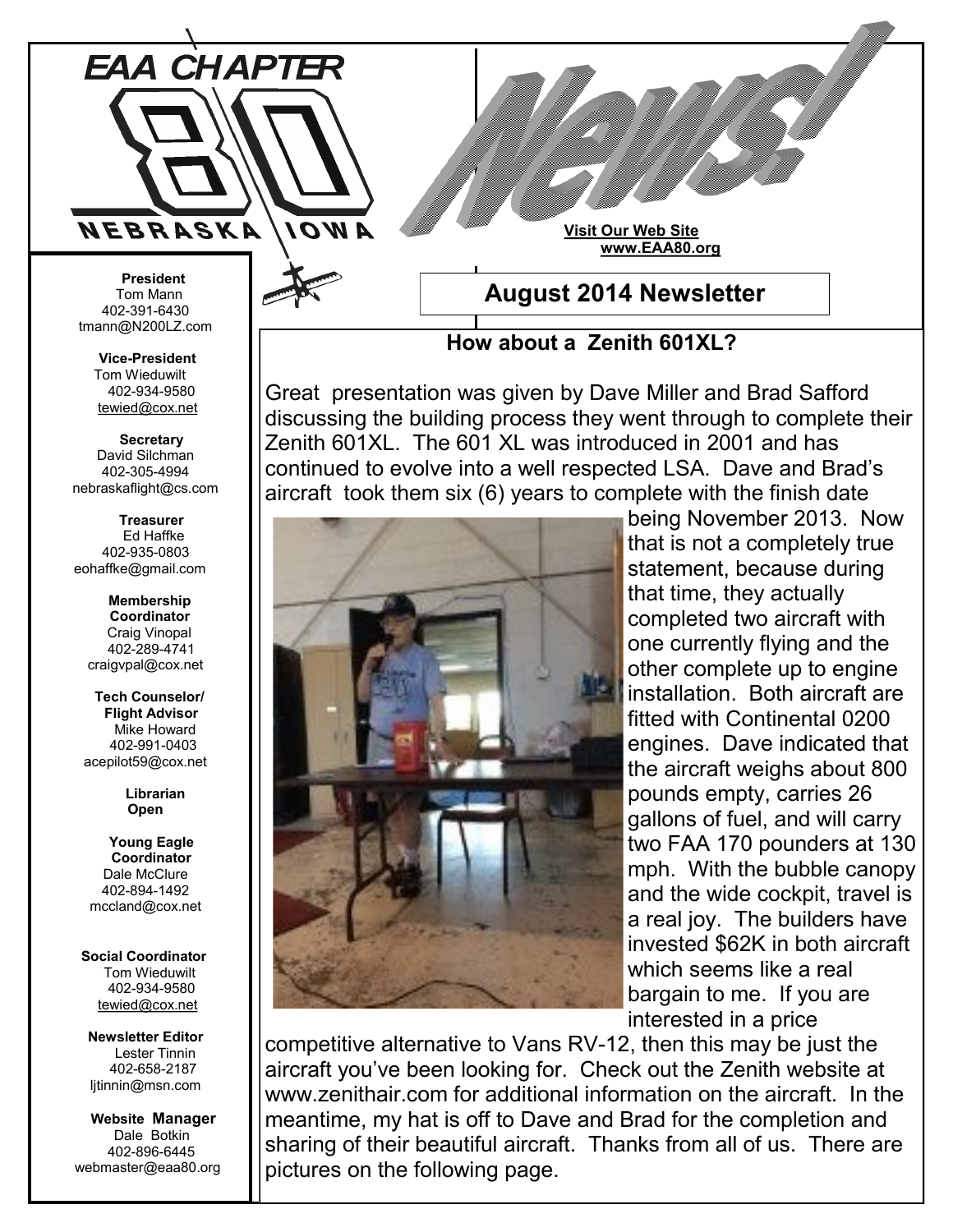# EAA CHAPTER 80 NEBRASKA IOWA

# News!

**Visit Our Web Site**
**www.EAA80.org**

## August 2014 Newsletter

**President**
Tom Mann
402-391-6430
tmann@N200LZ.com

**Vice-President**
Tom Wieduwilt
402-934-9580
tewied@cox.net

**Secretary**
David Silchman
402-305-4994
nebraskaflight@cs.com

**Treasurer**
Ed Haffke
402-935-0803
eohaffke@gmail.com

**Membership Coordinator**
Craig Vinopal
402-289-4741
craigvpal@cox.net

**Tech Counselor/ Flight Advisor**
Mike Howard
402-991-0403
acepilot59@cox.net

**Librarian**
**Open**

**Young Eagle Coordinator**
Dale McClure
402-894-1492
mccland@cox.net

**Social Coordinator**
Tom Wieduwilt
402-934-9580
tewied@cox.net

**Newsletter Editor**
Lester Tinnin
402-658-2187
ljtinnin@msn.com

**Website Manager**
Dale Botkin
402-896-6445
webmaster@eaa80.org

### How about a Zenith 601XL?

Great presentation was given by Dave Miller and Brad Safford discussing the building process they went through to complete their Zenith 601XL. The 601 XL was introduced in 2001 and has continued to evolve into a well respected LSA. Dave and Brad's aircraft took them six (6) years to complete with the finish date being November 2013. Now that is not a completely true statement, because during that time, they actually completed two aircraft with one currently flying and the other complete up to engine installation. Both aircraft are fitted with Continental 0200 engines. Dave indicated that the aircraft weighs about 800 pounds empty, carries 26 gallons of fuel, and will carry two FAA 170 pounders at 130 mph. With the bubble canopy and the wide cockpit, travel is a real joy. The builders have invested $62K in both aircraft which seems like a real bargain to me. If you are interested in a price competitive alternative to Vans RV-12, then this may be just the aircraft you've been looking for. Check out the Zenith website at www.zenithair.com for additional information on the aircraft. In the meantime, my hat is off to Dave and Brad for the completion and sharing of their beautiful aircraft. Thanks from all of us. There are pictures on the following page.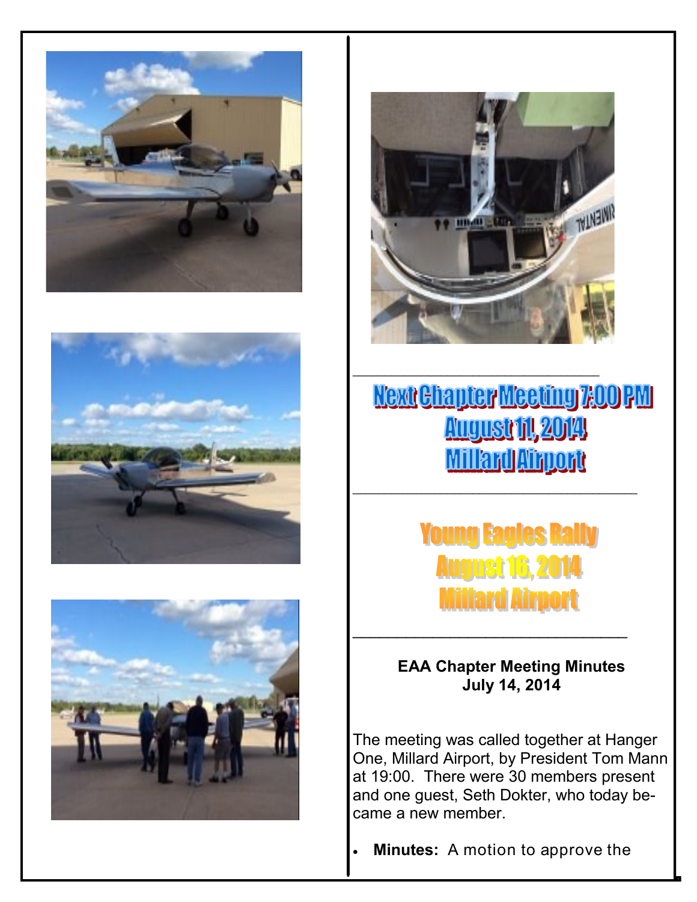## Next Chapter Meeting 7:00 PM
## August 11, 2014
## Millard Airport

---

## Young Eagles Rally
## August 16, 2014
## Millard Airport

---

**EAA Chapter Meeting Minutes**
**July 14, 2014**

The meeting was called together at Hanger One, Millard Airport, by President Tom Mann at 19:00. There were 30 members present and one guest, Seth Dokter, who today became a new member.

- **Minutes:** A motion to approve the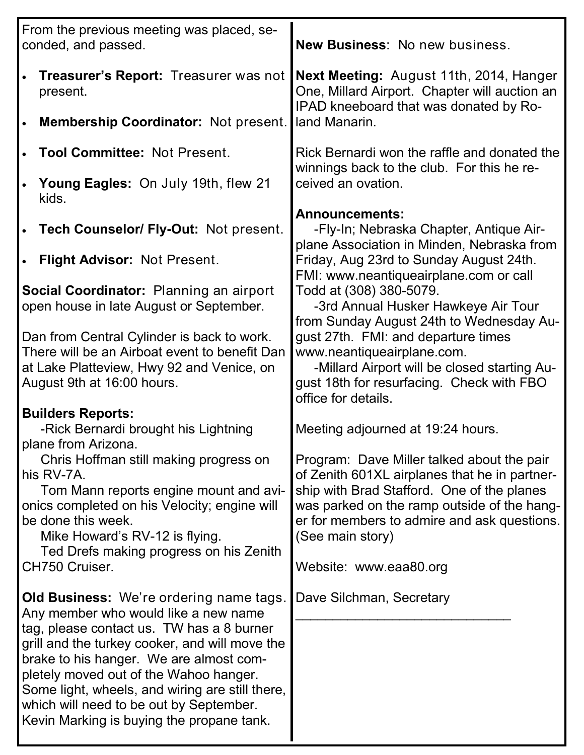From the previous meeting was placed, seconded, and passed.

- **Treasurer's Report:** Treasurer was not present.
- **Membership Coordinator:** Not present.
- **Tool Committee:** Not Present.
- **Young Eagles:** On July 19th, flew 21 kids.
- **Tech Counselor/ Fly-Out:** Not present.
- **Flight Advisor:** Not Present.

**Social Coordinator:** Planning an airport open house in late August or September.

Dan from Central Cylinder is back to work. There will be an Airboat event to benefit Dan at Lake Platteview, Hwy 92 and Venice, on August 9th at 16:00 hours.

**Builders Reports:**

-Rick Bernardi brought his Lightning plane from Arizona.

Chris Hoffman still making progress on his RV-7A.

Tom Mann reports engine mount and avionics completed on his Velocity; engine will be done this week.

Mike Howard's RV-12 is flying.

Ted Drefs making progress on his Zenith CH750 Cruiser.

**Old Business:** We're ordering name tags. Any member who would like a new name tag, please contact us. TW has a 8 burner grill and the turkey cooker, and will move the brake to his hanger. We are almost completely moved out of the Wahoo hanger. Some light, wheels, and wiring are still there, which will need to be out by September. Kevin Marking is buying the propane tank.

**New Business**: No new business.

**Next Meeting:** August 11th, 2014, Hanger One, Millard Airport. Chapter will auction an IPAD kneeboard that was donated by Roland Manarin.

Rick Bernardi won the raffle and donated the winnings back to the club. For this he received an ovation.

**Announcements:**

-Fly-In; Nebraska Chapter, Antique Airplane Association in Minden, Nebraska from Friday, Aug 23rd to Sunday August 24th. FMI: www.neantiqueairplane.com or call Todd at (308) 380-5079.

-3rd Annual Husker Hawkeye Air Tour from Sunday August 24th to Wednesday August 27th. FMI: and departure times www.neantiqueairplane.com.

-Millard Airport will be closed starting August 18th for resurfacing. Check with FBO office for details.

Meeting adjourned at 19:24 hours.

Program: Dave Miller talked about the pair of Zenith 601XL airplanes that he in partnership with Brad Stafford. One of the planes was parked on the ramp outside of the hanger for members to admire and ask questions. (See main story)

Website: www.eaa80.org

Dave Silchman, Secretary

______________________________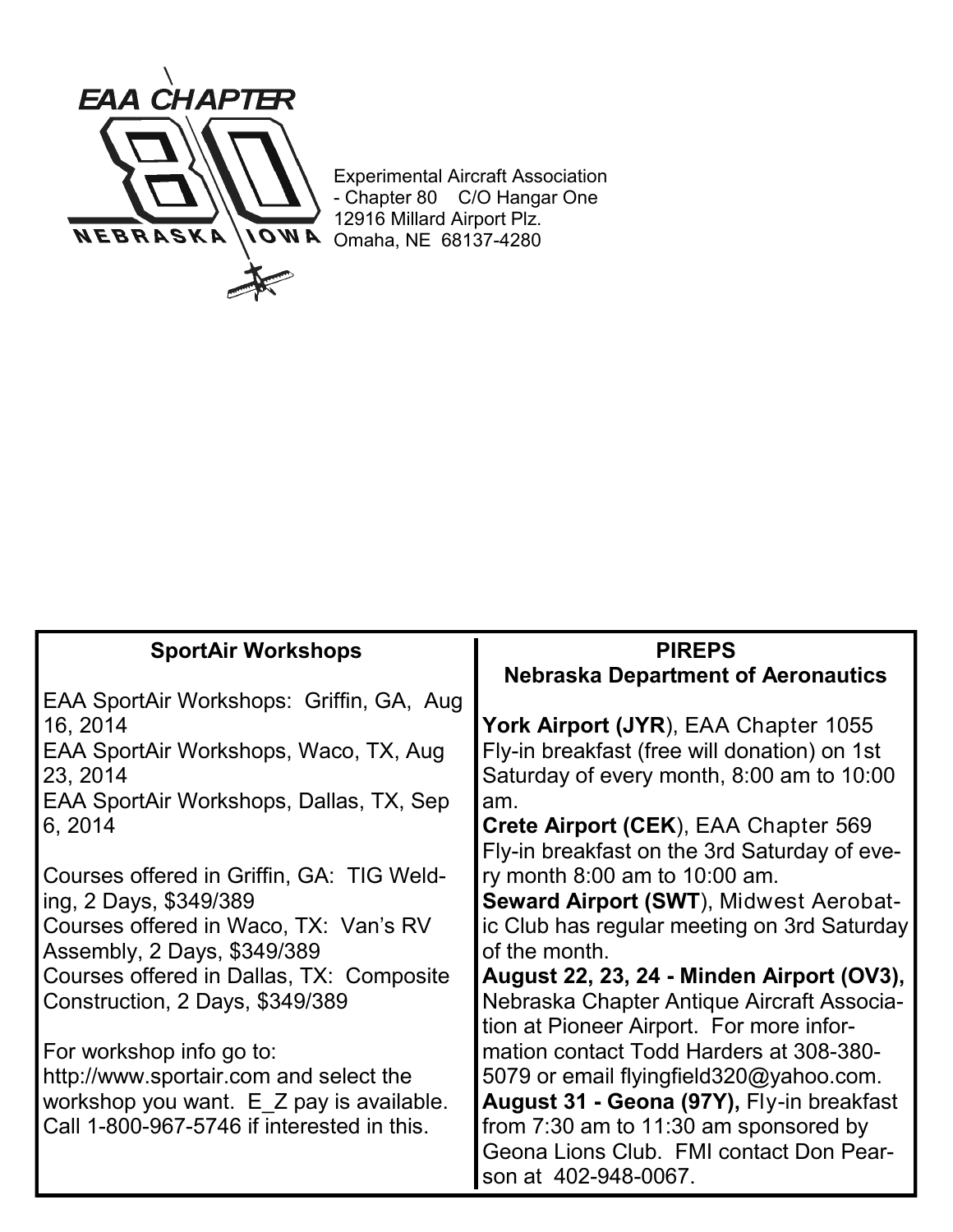EAA CHAPTER 80 NEBRASKA IOWA

Experimental Aircraft Association
- Chapter 80    C/O Hangar One
12916 Millard Airport Plz.
Omaha, NE 68137-4280

### SportAir Workshops

EAA SportAir Workshops: Griffin, GA, Aug 16, 2014
EAA SportAir Workshops, Waco, TX, Aug 23, 2014
EAA SportAir Workshops, Dallas, TX, Sep 6, 2014

Courses offered in Griffin, GA: TIG Welding, 2 Days, $349/389
Courses offered in Waco, TX: Van's RV Assembly, 2 Days, $349/389
Courses offered in Dallas, TX: Composite Construction, 2 Days, $349/389

For workshop info go to: http://www.sportair.com and select the workshop you want. E_Z pay is available. Call 1-800-967-5746 if interested in this.

### PIREPS
### Nebraska Department of Aeronautics

**York Airport (JYR**), EAA Chapter 1055 Fly-in breakfast (free will donation) on 1st Saturday of every month, 8:00 am to 10:00 am.
**Crete Airport (CEK**), EAA Chapter 569 Fly-in breakfast on the 3rd Saturday of every month 8:00 am to 10:00 am.
**Seward Airport (SWT**), Midwest Aerobatic Club has regular meeting on 3rd Saturday of the month.
**August 22, 23, 24 - Minden Airport (OV3),** Nebraska Chapter Antique Aircraft Association at Pioneer Airport. For more information contact Todd Harders at 308-380-5079 or email flyingfield320@yahoo.com.
**August 31 - Geona (97Y),** Fly-in breakfast from 7:30 am to 11:30 am sponsored by Geona Lions Club. FMI contact Don Pearson at 402-948-0067.